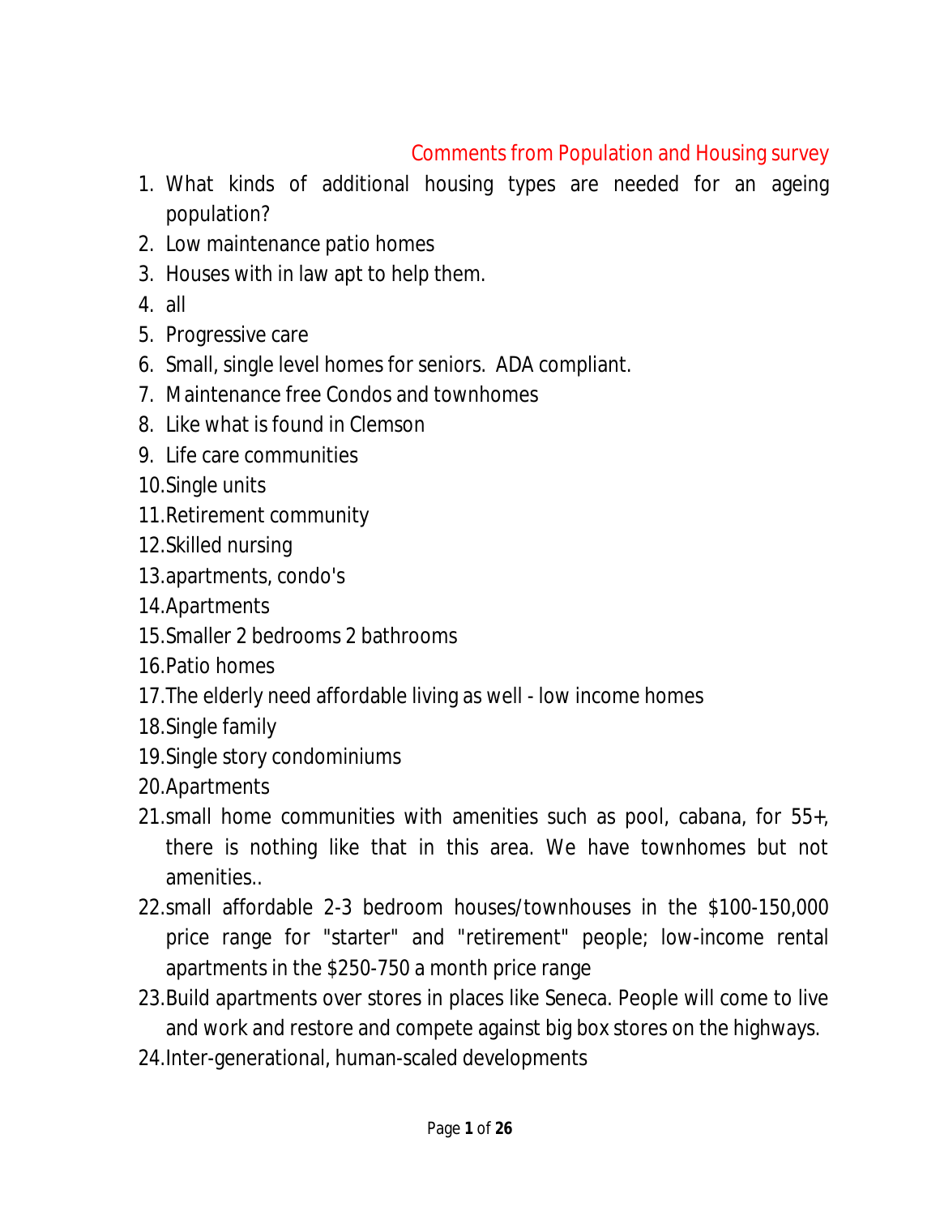## Comments from Population and Housing survey

1. What kinds of additional housing types are needed for an ageing population?
2. Low maintenance patio homes
3. Houses with in law apt to help them.
4. all
5. Progressive care
6. Small, single level homes for seniors. ADA compliant.
7. Maintenance free Condos and townhomes
8. Like what is found in Clemson
9. Life care communities
10. Single units
11. Retirement community
12. Skilled nursing
13. apartments, condo's
14. Apartments
15. Smaller 2 bedrooms 2 bathrooms
16. Patio homes
17. The elderly need affordable living as well - low income homes
18. Single family
19. Single story condominiums
20. Apartments
21. small home communities with amenities such as pool, cabana, for 55+, there is nothing like that in this area. We have townhomes but not amenities..
22. small affordable 2-3 bedroom houses/townhouses in the $100-150,000 price range for "starter" and "retirement" people; low-income rental apartments in the $250-750 a month price range
23. Build apartments over stores in places like Seneca. People will come to live and work and restore and compete against big box stores on the highways.
24. Inter-generational, human-scaled developments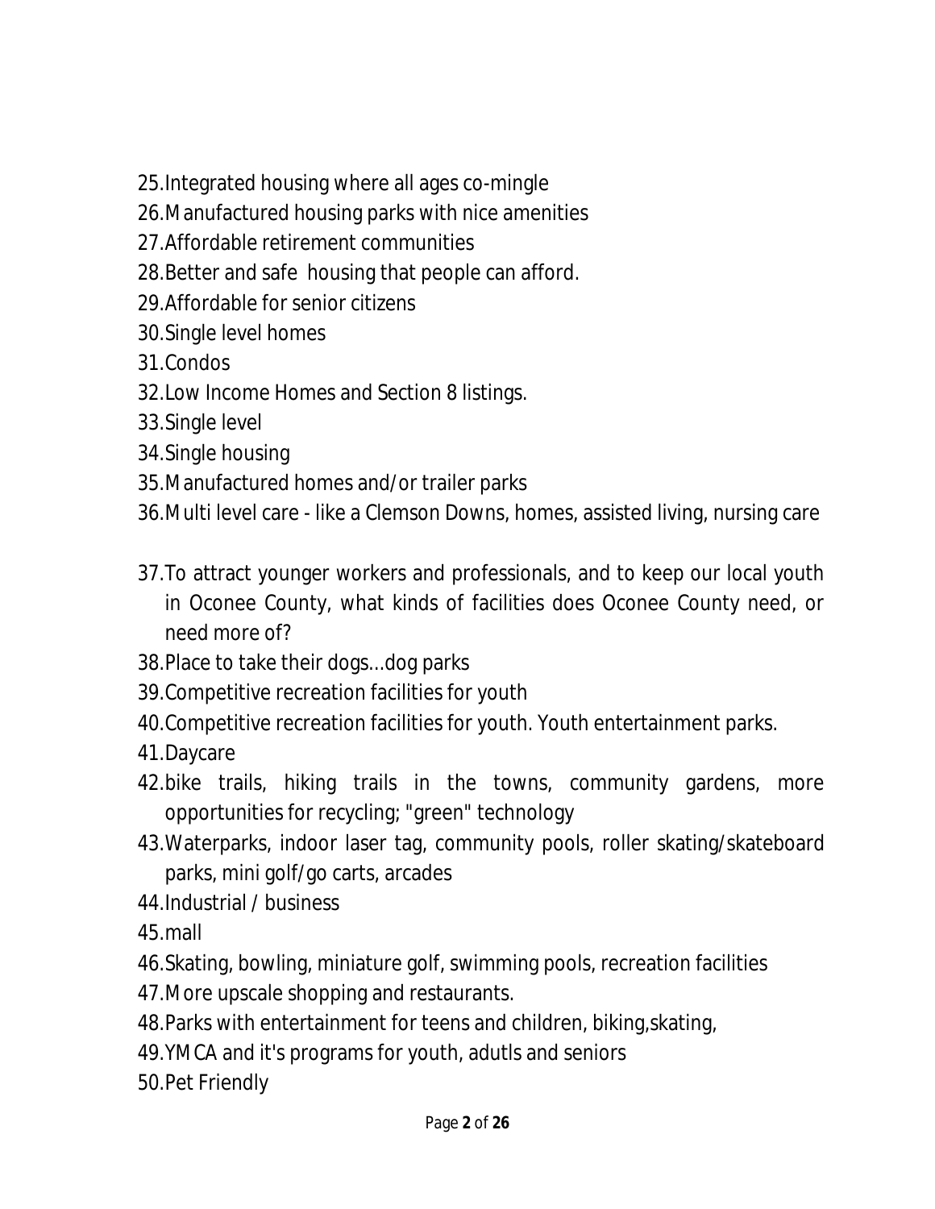25. Integrated housing where all ages co-mingle
26. Manufactured housing parks with nice amenities
27. Affordable retirement communities
28. Better and safe housing that people can afford.
29. Affordable for senior citizens
30. Single level homes
31. Condos
32. Low Income Homes and Section 8 listings.
33. Single level
34. Single housing
35. Manufactured homes and/or trailer parks
36. Multi level care - like a Clemson Downs, homes, assisted living, nursing care

37. To attract younger workers and professionals, and to keep our local youth in Oconee County, what kinds of facilities does Oconee County need, or need more of?
38. Place to take their dogs...dog parks
39. Competitive recreation facilities for youth
40. Competitive recreation facilities for youth. Youth entertainment parks.
41. Daycare
42. bike trails, hiking trails in the towns, community gardens, more opportunities for recycling; "green" technology
43. Waterparks, indoor laser tag, community pools, roller skating/skateboard parks, mini golf/go carts, arcades
44. Industrial / business
45. mall
46. Skating, bowling, miniature golf, swimming pools, recreation facilities
47. More upscale shopping and restaurants.
48. Parks with entertainment for teens and children, biking,skating,
49. YMCA and it's programs for youth, adutls and seniors
50. Pet Friendly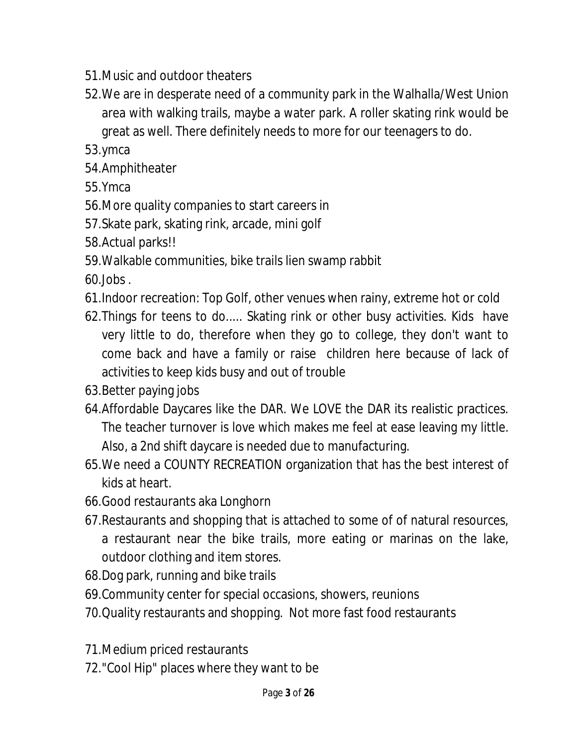51. Music and outdoor theaters
52. We are in desperate need of a community park in the Walhalla/West Union area with walking trails, maybe a water park. A roller skating rink would be great as well. There definitely needs to more for our teenagers to do.
53. ymca
54. Amphitheater
55. Ymca
56. More quality companies to start careers in
57. Skate park, skating rink, arcade, mini golf
58. Actual parks!!
59. Walkable communities, bike trails lien swamp rabbit
60. Jobs .
61. Indoor recreation: Top Golf, other venues when rainy, extreme hot or cold
62. Things for teens to do..... Skating rink or other busy activities. Kids have very little to do, therefore when they go to college, they don't want to come back and have a family or raise children here because of lack of activities to keep kids busy and out of trouble
63. Better paying jobs
64. Affordable Daycares like the DAR. We LOVE the DAR its realistic practices. The teacher turnover is love which makes me feel at ease leaving my little. Also, a 2nd shift daycare is needed due to manufacturing.
65. We need a COUNTY RECREATION organization that has the best interest of kids at heart.
66. Good restaurants aka Longhorn
67. Restaurants and shopping that is attached to some of of natural resources, a restaurant near the bike trails, more eating or marinas on the lake, outdoor clothing and item stores.
68. Dog park, running and bike trails
69. Community center for special occasions, showers, reunions
70. Quality restaurants and shopping. Not more fast food restaurants
71. Medium priced restaurants
72. "Cool Hip" places where they want to be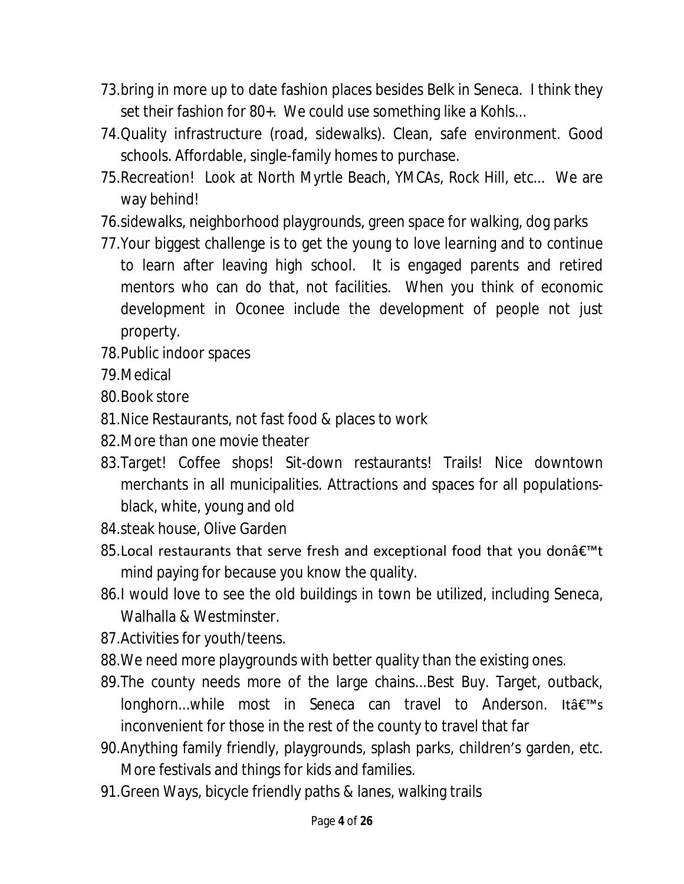73. bring in more up to date fashion places besides Belk in Seneca. I think they set their fashion for 80+. We could use something like a Kohls…
74. Quality infrastructure (road, sidewalks). Clean, safe environment. Good schools. Affordable, single-family homes to purchase.
75. Recreation! Look at North Myrtle Beach, YMCAs, Rock Hill, etc… We are way behind!
76. sidewalks, neighborhood playgrounds, green space for walking, dog parks
77. Your biggest challenge is to get the young to love learning and to continue to learn after leaving high school. It is engaged parents and retired mentors who can do that, not facilities. When you think of economic development in Oconee include the development of people not just property.
78. Public indoor spaces
79. Medical
80. Book store
81. Nice Restaurants, not fast food & places to work
82. More than one movie theater
83. Target! Coffee shops! Sit-down restaurants! Trails! Nice downtown merchants in all municipalities. Attractions and spaces for all populations-black, white, young and old
84. steak house, Olive Garden
85. Local restaurants that serve fresh and exceptional food that you donâ€™t mind paying for because you know the quality.
86. I would love to see the old buildings in town be utilized, including Seneca, Walhalla & Westminster.
87. Activities for youth/teens.
88. We need more playgrounds with better quality than the existing ones.
89. The county needs more of the large chains…Best Buy. Target, outback, longhorn…while most in Seneca can travel to Anderson. Itâ€™s inconvenient for those in the rest of the county to travel that far
90. Anything family friendly, playgrounds, splash parks, children's garden, etc. More festivals and things for kids and families.
91. Green Ways, bicycle friendly paths & lanes, walking trails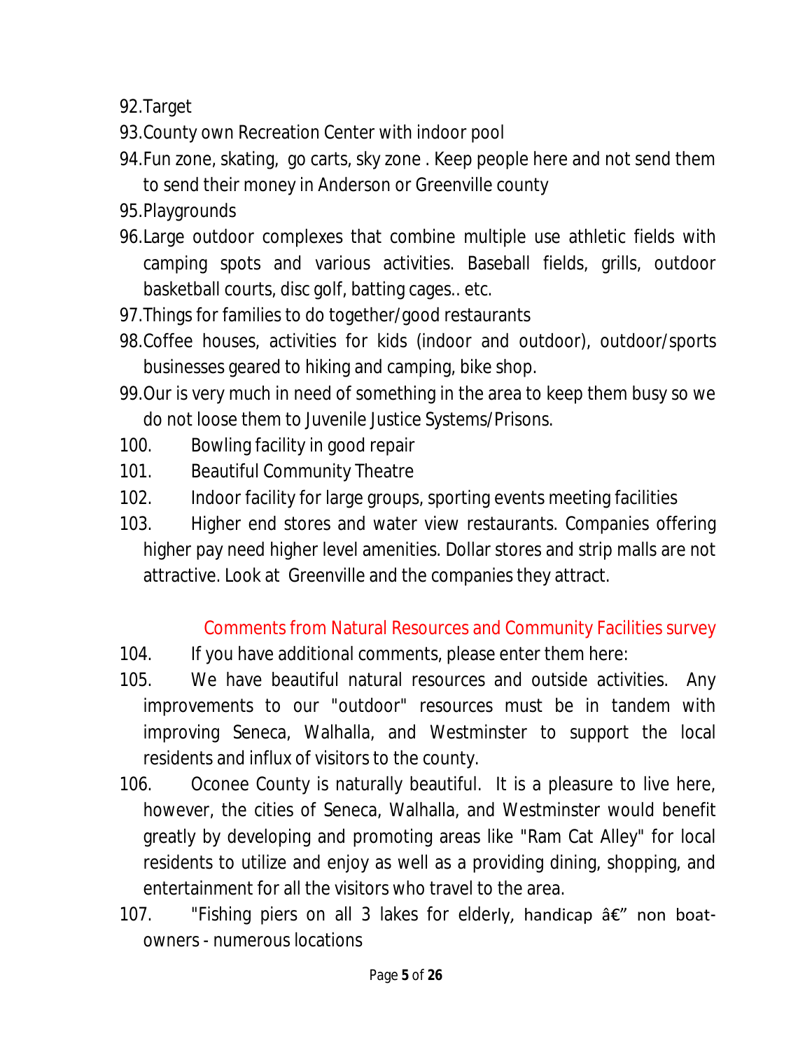92. Target
93. County own Recreation Center with indoor pool
94. Fun zone, skating, go carts, sky zone . Keep people here and not send them to send their money in Anderson or Greenville county
95. Playgrounds
96. Large outdoor complexes that combine multiple use athletic fields with camping spots and various activities. Baseball fields, grills, outdoor basketball courts, disc golf, batting cages.. etc.
97. Things for families to do together/good restaurants
98. Coffee houses, activities for kids (indoor and outdoor), outdoor/sports businesses geared to hiking and camping, bike shop.
99. Our is very much in need of something in the area to keep them busy so we do not loose them to Juvenile Justice Systems/Prisons.
100. Bowling facility in good repair
101. Beautiful Community Theatre
102. Indoor facility for large groups, sporting events meeting facilities
103. Higher end stores and water view restaurants. Companies offering higher pay need higher level amenities. Dollar stores and strip malls are not attractive. Look at Greenville and the companies they attract.

Comments from Natural Resources and Community Facilities survey

104. If you have additional comments, please enter them here:
105. We have beautiful natural resources and outside activities. Any improvements to our "outdoor" resources must be in tandem with improving Seneca, Walhalla, and Westminster to support the local residents and influx of visitors to the county.
106. Oconee County is naturally beautiful. It is a pleasure to live here, however, the cities of Seneca, Walhalla, and Westminster would benefit greatly by developing and promoting areas like "Ram Cat Alley" for local residents to utilize and enjoy as well as a providing dining, shopping, and entertainment for all the visitors who travel to the area.
107. "Fishing piers on all 3 lakes for elderly, handicap â€" non boat-owners - numerous locations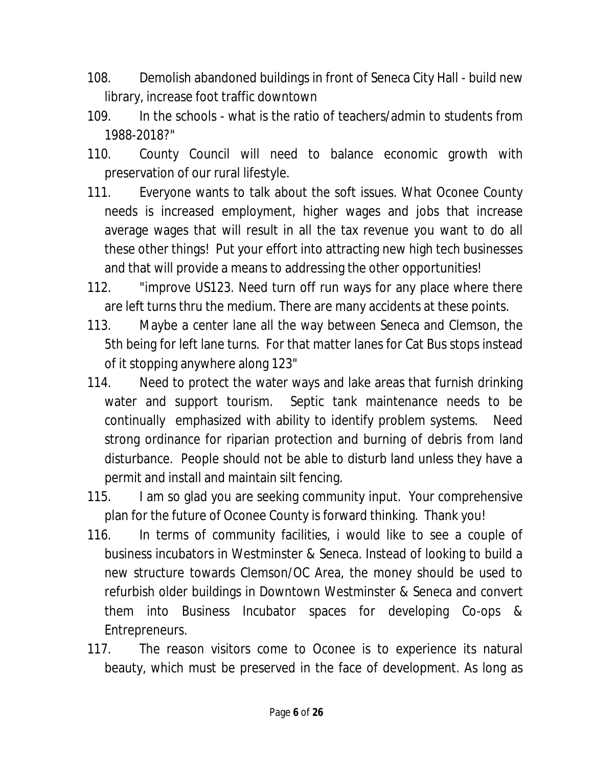108. Demolish abandoned buildings in front of Seneca City Hall - build new library, increase foot traffic downtown

109. In the schools - what is the ratio of teachers/admin to students from 1988-2018?"

110. County Council will need to balance economic growth with preservation of our rural lifestyle.

111. Everyone wants to talk about the soft issues. What Oconee County needs is increased employment, higher wages and jobs that increase average wages that will result in all the tax revenue you want to do all these other things! Put your effort into attracting new high tech businesses and that will provide a means to addressing the other opportunities!

112. "improve US123. Need turn off run ways for any place where there are left turns thru the medium. There are many accidents at these points.

113. Maybe a center lane all the way between Seneca and Clemson, the 5th being for left lane turns. For that matter lanes for Cat Bus stops instead of it stopping anywhere along 123"

114. Need to protect the water ways and lake areas that furnish drinking water and support tourism. Septic tank maintenance needs to be continually emphasized with ability to identify problem systems. Need strong ordinance for riparian protection and burning of debris from land disturbance. People should not be able to disturb land unless they have a permit and install and maintain silt fencing.

115. I am so glad you are seeking community input. Your comprehensive plan for the future of Oconee County is forward thinking. Thank you!

116. In terms of community facilities, i would like to see a couple of business incubators in Westminster & Seneca. Instead of looking to build a new structure towards Clemson/OC Area, the money should be used to refurbish older buildings in Downtown Westminster & Seneca and convert them into Business Incubator spaces for developing Co-ops & Entrepreneurs.

117. The reason visitors come to Oconee is to experience its natural beauty, which must be preserved in the face of development. As long as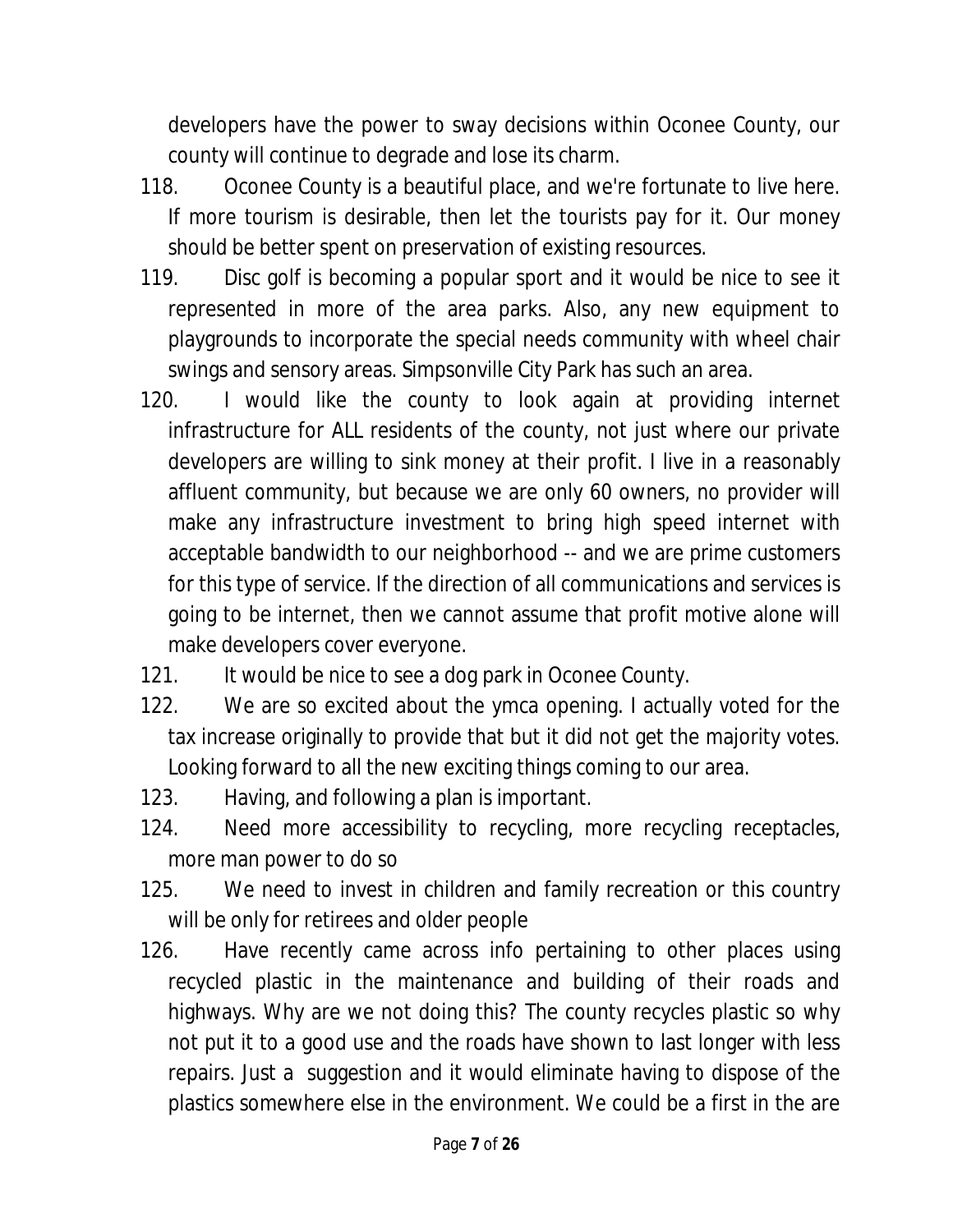developers have the power to sway decisions within Oconee County, our county will continue to degrade and lose its charm.

118. Oconee County is a beautiful place, and we're fortunate to live here. If more tourism is desirable, then let the tourists pay for it. Our money should be better spent on preservation of existing resources.

119. Disc golf is becoming a popular sport and it would be nice to see it represented in more of the area parks. Also, any new equipment to playgrounds to incorporate the special needs community with wheel chair swings and sensory areas. Simpsonville City Park has such an area.

120. I would like the county to look again at providing internet infrastructure for ALL residents of the county, not just where our private developers are willing to sink money at their profit. I live in a reasonably affluent community, but because we are only 60 owners, no provider will make any infrastructure investment to bring high speed internet with acceptable bandwidth to our neighborhood -- and we are prime customers for this type of service. If the direction of all communications and services is going to be internet, then we cannot assume that profit motive alone will make developers cover everyone.

121. It would be nice to see a dog park in Oconee County.

122. We are so excited about the ymca opening. I actually voted for the tax increase originally to provide that but it did not get the majority votes. Looking forward to all the new exciting things coming to our area.

123. Having, and following a plan is important.

124. Need more accessibility to recycling, more recycling receptacles, more man power to do so

125. We need to invest in children and family recreation or this country will be only for retirees and older people

126. Have recently came across info pertaining to other places using recycled plastic in the maintenance and building of their roads and highways. Why are we not doing this? The county recycles plastic so why not put it to a good use and the roads have shown to last longer with less repairs. Just a suggestion and it would eliminate having to dispose of the plastics somewhere else in the environment. We could be a first in the are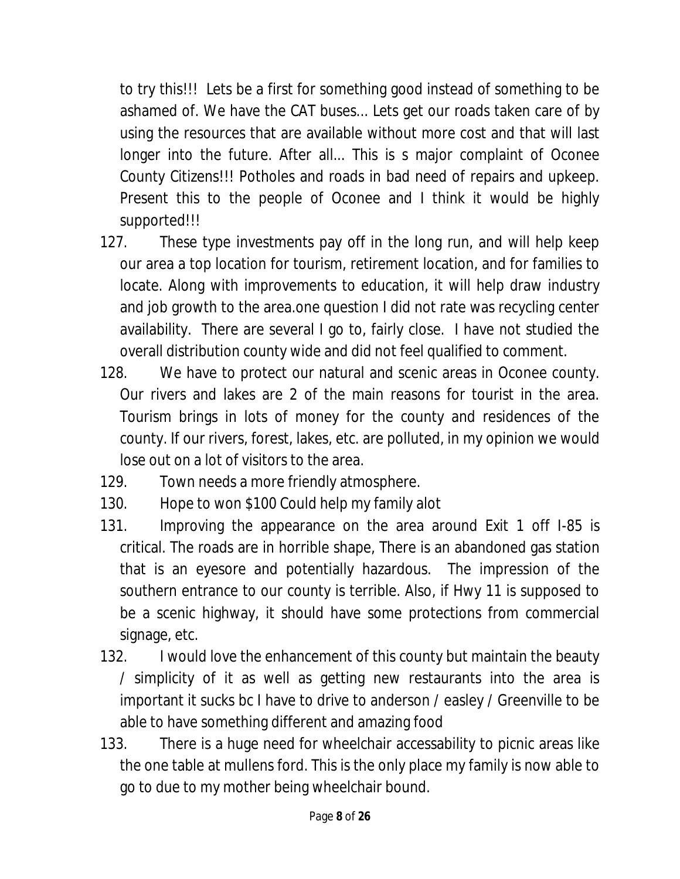to try this!!! Lets be a first for something good instead of something to be ashamed of. We have the CAT buses... Lets get our roads taken care of by using the resources that are available without more cost and that will last longer into the future. After all... This is s major complaint of Oconee County Citizens!!! Potholes and roads in bad need of repairs and upkeep. Present this to the people of Oconee and I think it would be highly supported!!!

127. These type investments pay off in the long run, and will help keep our area a top location for tourism, retirement location, and for families to locate. Along with improvements to education, it will help draw industry and job growth to the area.one question I did not rate was recycling center availability. There are several I go to, fairly close. I have not studied the overall distribution county wide and did not feel qualified to comment.
128. We have to protect our natural and scenic areas in Oconee county. Our rivers and lakes are 2 of the main reasons for tourist in the area. Tourism brings in lots of money for the county and residences of the county. If our rivers, forest, lakes, etc. are polluted, in my opinion we would lose out on a lot of visitors to the area.
129. Town needs a more friendly atmosphere.
130. Hope to won $100 Could help my family alot
131. Improving the appearance on the area around Exit 1 off I-85 is critical. The roads are in horrible shape, There is an abandoned gas station that is an eyesore and potentially hazardous. The impression of the southern entrance to our county is terrible. Also, if Hwy 11 is supposed to be a scenic highway, it should have some protections from commercial signage, etc.
132. I would love the enhancement of this county but maintain the beauty / simplicity of it as well as getting new restaurants into the area is important it sucks bc I have to drive to anderson / easley / Greenville to be able to have something different and amazing food
133. There is a huge need for wheelchair accessability to picnic areas like the one table at mullens ford. This is the only place my family is now able to go to due to my mother being wheelchair bound.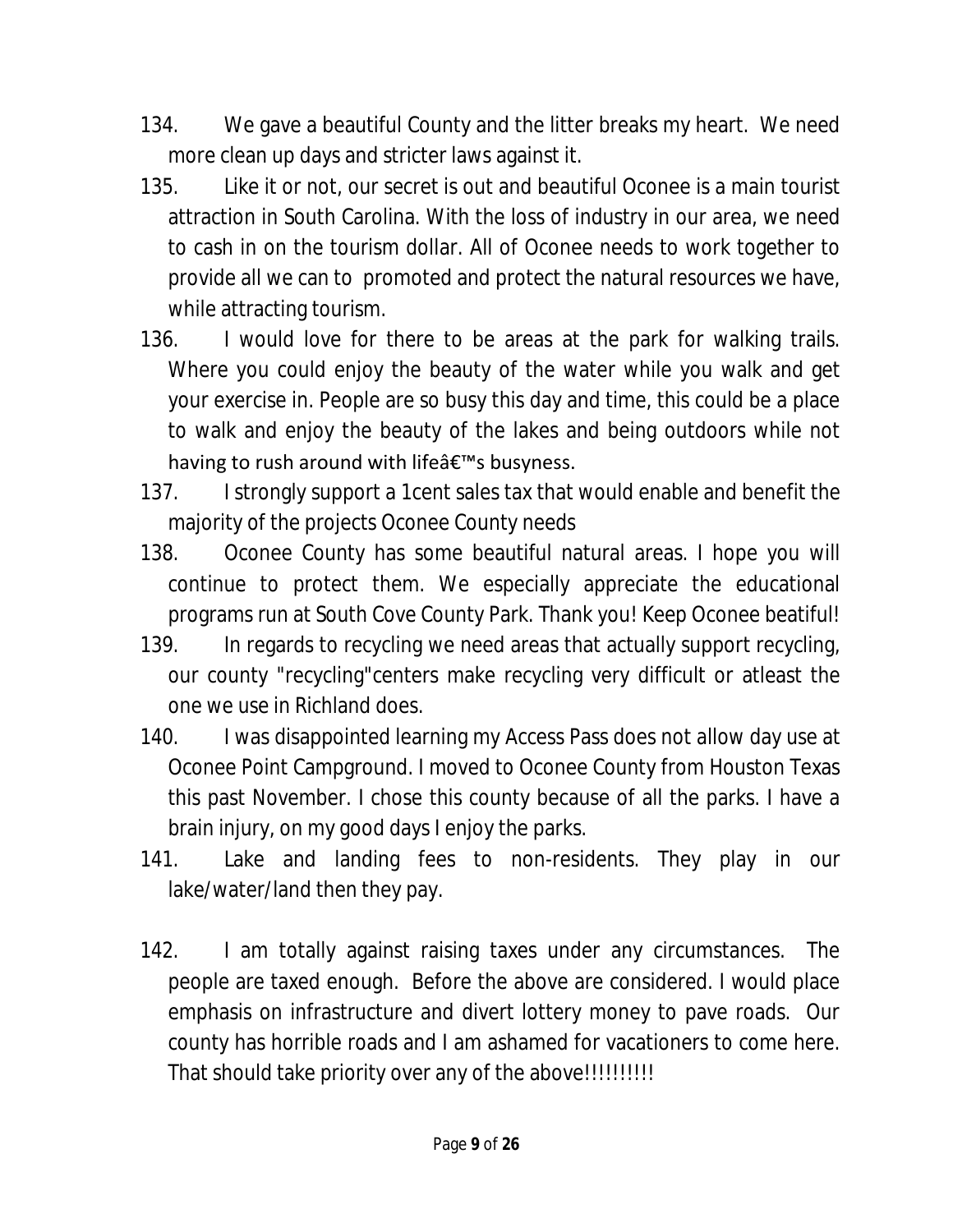134. We gave a beautiful County and the litter breaks my heart. We need more clean up days and stricter laws against it.

135. Like it or not, our secret is out and beautiful Oconee is a main tourist attraction in South Carolina. With the loss of industry in our area, we need to cash in on the tourism dollar. All of Oconee needs to work together to provide all we can to promoted and protect the natural resources we have, while attracting tourism.

136. I would love for there to be areas at the park for walking trails. Where you could enjoy the beauty of the water while you walk and get your exercise in. People are so busy this day and time, this could be a place to walk and enjoy the beauty of the lakes and being outdoors while not having to rush around with lifeâ€™s busyness.

137. I strongly support a 1cent sales tax that would enable and benefit the majority of the projects Oconee County needs

138. Oconee County has some beautiful natural areas. I hope you will continue to protect them. We especially appreciate the educational programs run at South Cove County Park. Thank you! Keep Oconee beatiful!

139. In regards to recycling we need areas that actually support recycling, our county "recycling"centers make recycling very difficult or atleast the one we use in Richland does.

140. I was disappointed learning my Access Pass does not allow day use at Oconee Point Campground. I moved to Oconee County from Houston Texas this past November. I chose this county because of all the parks. I have a brain injury, on my good days I enjoy the parks.

141. Lake and landing fees to non-residents. They play in our lake/water/land then they pay.

142. I am totally against raising taxes under any circumstances. The people are taxed enough. Before the above are considered. I would place emphasis on infrastructure and divert lottery money to pave roads. Our county has horrible roads and I am ashamed for vacationers to come here. That should take priority over any of the above!!!!!!!!!!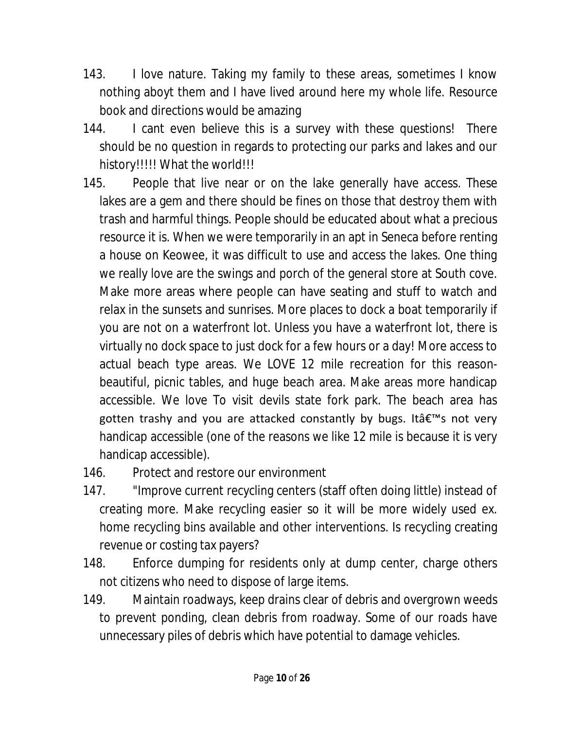143. I love nature. Taking my family to these areas, sometimes I know nothing aboyt them and I have lived around here my whole life. Resource book and directions would be amazing

144. I cant even believe this is a survey with these questions! There should be no question in regards to protecting our parks and lakes and our history!!!!! What the world!!!

145. People that live near or on the lake generally have access. These lakes are a gem and there should be fines on those that destroy them with trash and harmful things. People should be educated about what a precious resource it is. When we were temporarily in an apt in Seneca before renting a house on Keowee, it was difficult to use and access the lakes. One thing we really love are the swings and porch of the general store at South cove. Make more areas where people can have seating and stuff to watch and relax in the sunsets and sunrises. More places to dock a boat temporarily if you are not on a waterfront lot. Unless you have a waterfront lot, there is virtually no dock space to just dock for a few hours or a day! More access to actual beach type areas. We LOVE 12 mile recreation for this reason- beautiful, picnic tables, and huge beach area. Make areas more handicap accessible. We love To visit devils state fork park. The beach area has gotten trashy and you are attacked constantly by bugs. Itâ€™s not very handicap accessible (one of the reasons we like 12 mile is because it is very handicap accessible).

146. Protect and restore our environment

147. "Improve current recycling centers (staff often doing little) instead of creating more. Make recycling easier so it will be more widely used ex. home recycling bins available and other interventions. Is recycling creating revenue or costing tax payers?

148. Enforce dumping for residents only at dump center, charge others not citizens who need to dispose of large items.

149. Maintain roadways, keep drains clear of debris and overgrown weeds to prevent ponding, clean debris from roadway. Some of our roads have unnecessary piles of debris which have potential to damage vehicles.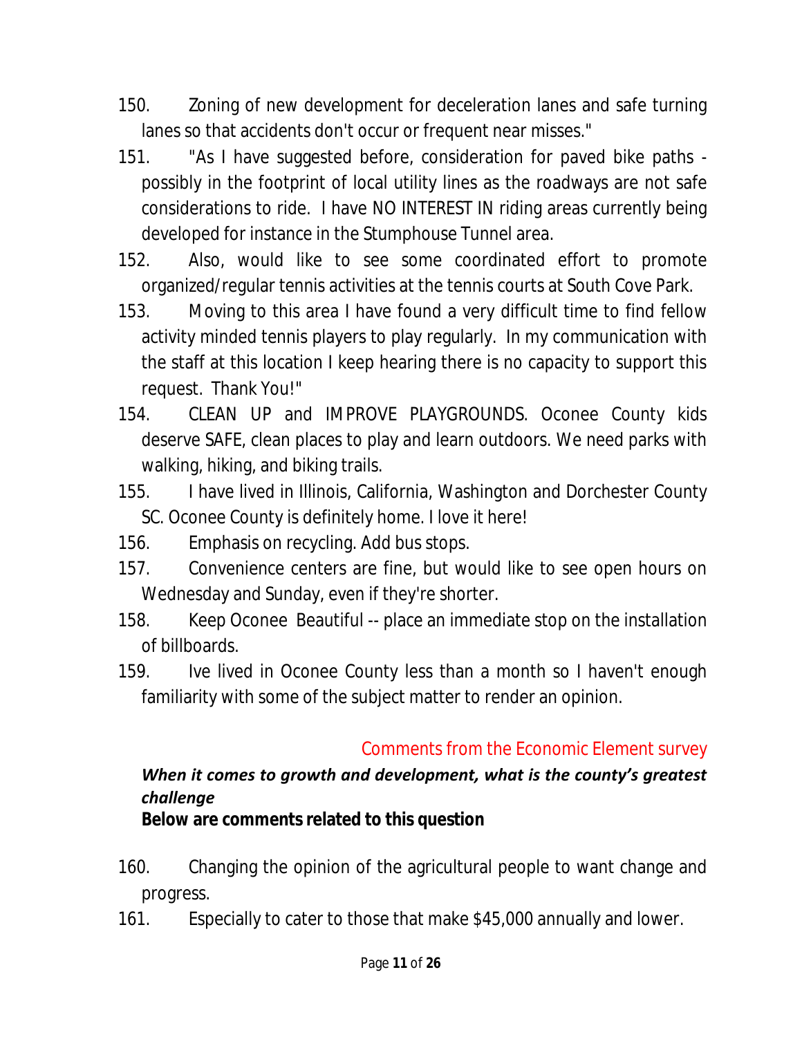150. Zoning of new development for deceleration lanes and safe turning lanes so that accidents don't occur or frequent near misses."

151. "As I have suggested before, consideration for paved bike paths - possibly in the footprint of local utility lines as the roadways are not safe considerations to ride. I have NO INTEREST IN riding areas currently being developed for instance in the Stumphouse Tunnel area.

152. Also, would like to see some coordinated effort to promote organized/regular tennis activities at the tennis courts at South Cove Park.

153. Moving to this area I have found a very difficult time to find fellow activity minded tennis players to play regularly. In my communication with the staff at this location I keep hearing there is no capacity to support this request. Thank You!"

154. CLEAN UP and IMPROVE PLAYGROUNDS. Oconee County kids deserve SAFE, clean places to play and learn outdoors. We need parks with walking, hiking, and biking trails.

155. I have lived in Illinois, California, Washington and Dorchester County SC. Oconee County is definitely home. I love it here!

156. Emphasis on recycling. Add bus stops.

157. Convenience centers are fine, but would like to see open hours on Wednesday and Sunday, even if they're shorter.

158. Keep Oconee Beautiful -- place an immediate stop on the installation of billboards.

159. Ive lived in Oconee County less than a month so I haven't enough familiarity with some of the subject matter to render an opinion.

## Comments from the Economic Element survey

***When it comes to growth and development, what is the county's greatest challenge***

**Below are comments related to this question**

160. Changing the opinion of the agricultural people to want change and progress.

161. Especially to cater to those that make $45,000 annually and lower.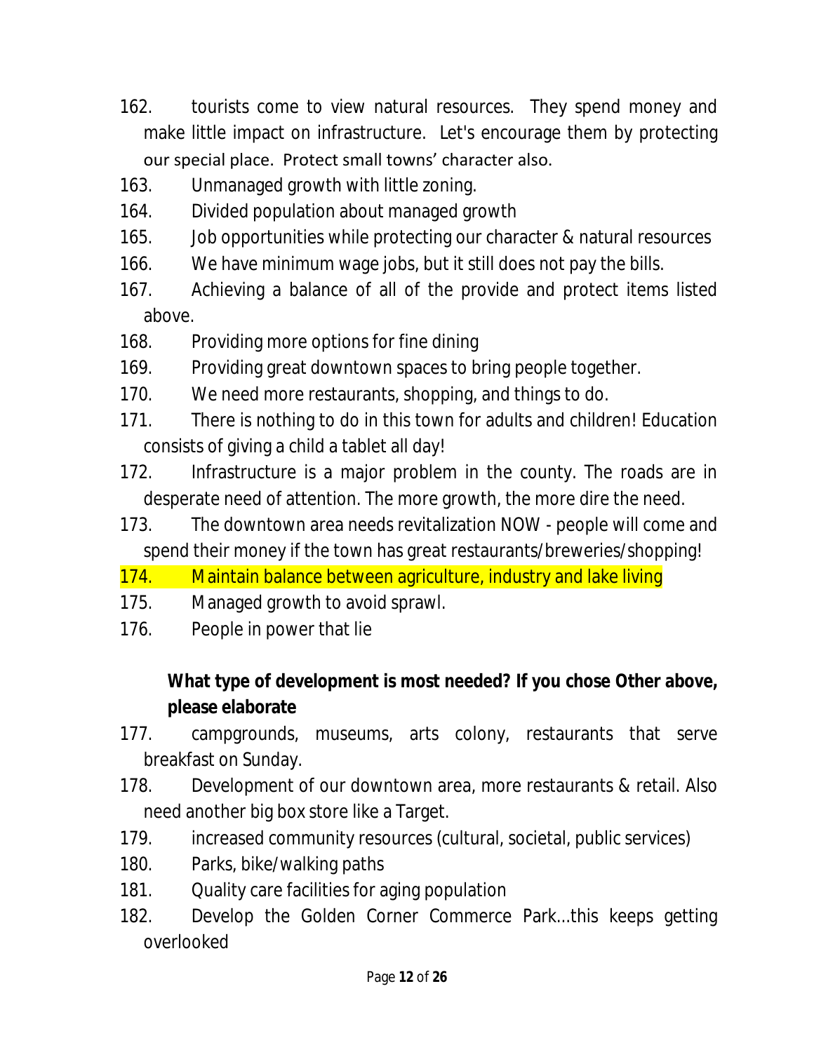162. tourists come to view natural resources. They spend money and make little impact on infrastructure. Let's encourage them by protecting our special place. Protect small towns' character also.
163. Unmanaged growth with little zoning.
164. Divided population about managed growth
165. Job opportunities while protecting our character & natural resources
166. We have minimum wage jobs, but it still does not pay the bills.
167. Achieving a balance of all of the provide and protect items listed above.
168. Providing more options for fine dining
169. Providing great downtown spaces to bring people together.
170. We need more restaurants, shopping, and things to do.
171. There is nothing to do in this town for adults and children! Education consists of giving a child a tablet all day!
172. Infrastructure is a major problem in the county. The roads are in desperate need of attention. The more growth, the more dire the need.
173. The downtown area needs revitalization NOW - people will come and spend their money if the town has great restaurants/breweries/shopping!
174. Maintain balance between agriculture, industry and lake living
175. Managed growth to avoid sprawl.
176. People in power that lie

**What type of development is most needed? If you chose Other above, please elaborate**

177. campgrounds, museums, arts colony, restaurants that serve breakfast on Sunday.
178. Development of our downtown area, more restaurants & retail. Also need another big box store like a Target.
179. increased community resources (cultural, societal, public services)
180. Parks, bike/walking paths
181. Quality care facilities for aging population
182. Develop the Golden Corner Commerce Park...this keeps getting overlooked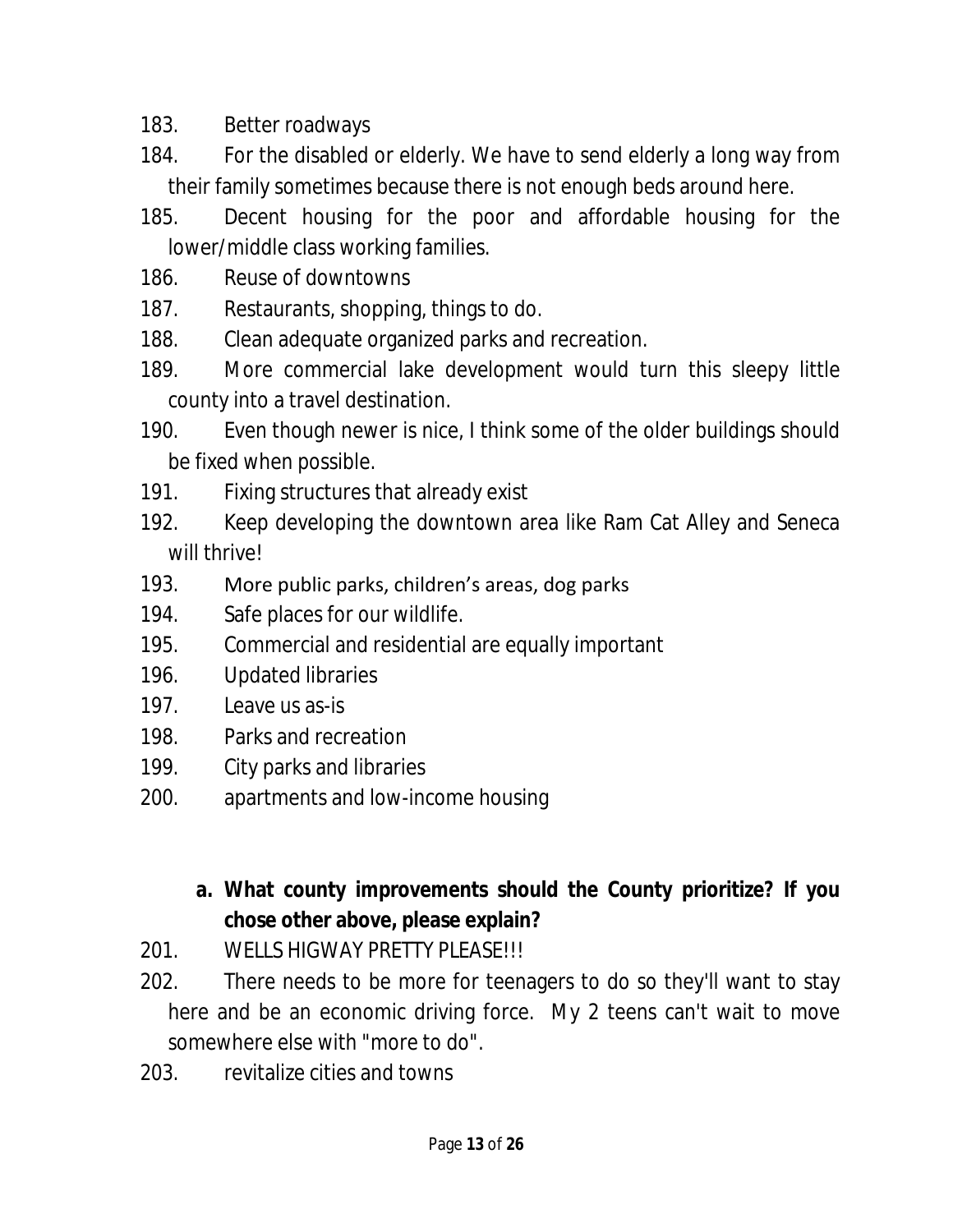183. Better roadways
184. For the disabled or elderly. We have to send elderly a long way from their family sometimes because there is not enough beds around here.
185. Decent housing for the poor and affordable housing for the lower/middle class working families.
186. Reuse of downtowns
187. Restaurants, shopping, things to do.
188. Clean adequate organized parks and recreation.
189. More commercial lake development would turn this sleepy little county into a travel destination.
190. Even though newer is nice, I think some of the older buildings should be fixed when possible.
191. Fixing structures that already exist
192. Keep developing the downtown area like Ram Cat Alley and Seneca will thrive!
193. More public parks, children's areas, dog parks
194. Safe places for our wildlife.
195. Commercial and residential are equally important
196. Updated libraries
197. Leave us as-is
198. Parks and recreation
199. City parks and libraries
200. apartments and low-income housing

**a. What county improvements should the County prioritize? If you chose other above, please explain?**

201. WELLS HIGWAY PRETTY PLEASE!!!
202. There needs to be more for teenagers to do so they'll want to stay here and be an economic driving force. My 2 teens can't wait to move somewhere else with "more to do".
203. revitalize cities and towns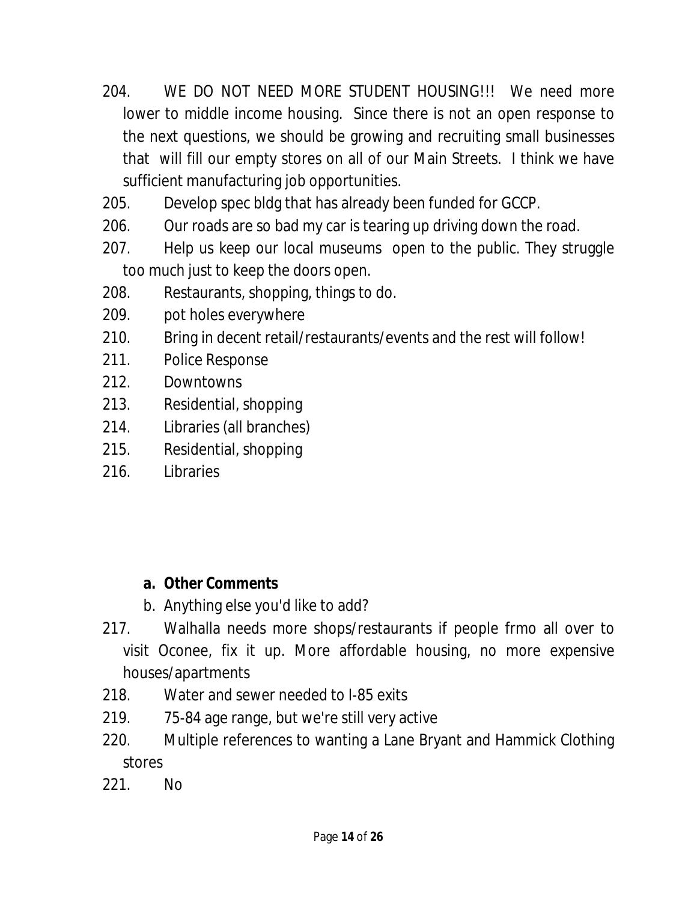204. WE DO NOT NEED MORE STUDENT HOUSING!!! We need more lower to middle income housing. Since there is not an open response to the next questions, we should be growing and recruiting small businesses that will fill our empty stores on all of our Main Streets. I think we have sufficient manufacturing job opportunities.
205. Develop spec bldg that has already been funded for GCCP.
206. Our roads are so bad my car is tearing up driving down the road.
207. Help us keep our local museums open to the public. They struggle too much just to keep the doors open.
208. Restaurants, shopping, things to do.
209. pot holes everywhere
210. Bring in decent retail/restaurants/events and the rest will follow!
211. Police Response
212. Downtowns
213. Residential, shopping
214. Libraries (all branches)
215. Residential, shopping
216. Libraries

a. **Other Comments**
b. Anything else you'd like to add?

217. Walhalla needs more shops/restaurants if people frmo all over to visit Oconee, fix it up. More affordable housing, no more expensive houses/apartments
218. Water and sewer needed to I-85 exits
219. 75-84 age range, but we're still very active
220. Multiple references to wanting a Lane Bryant and Hammick Clothing stores
221. No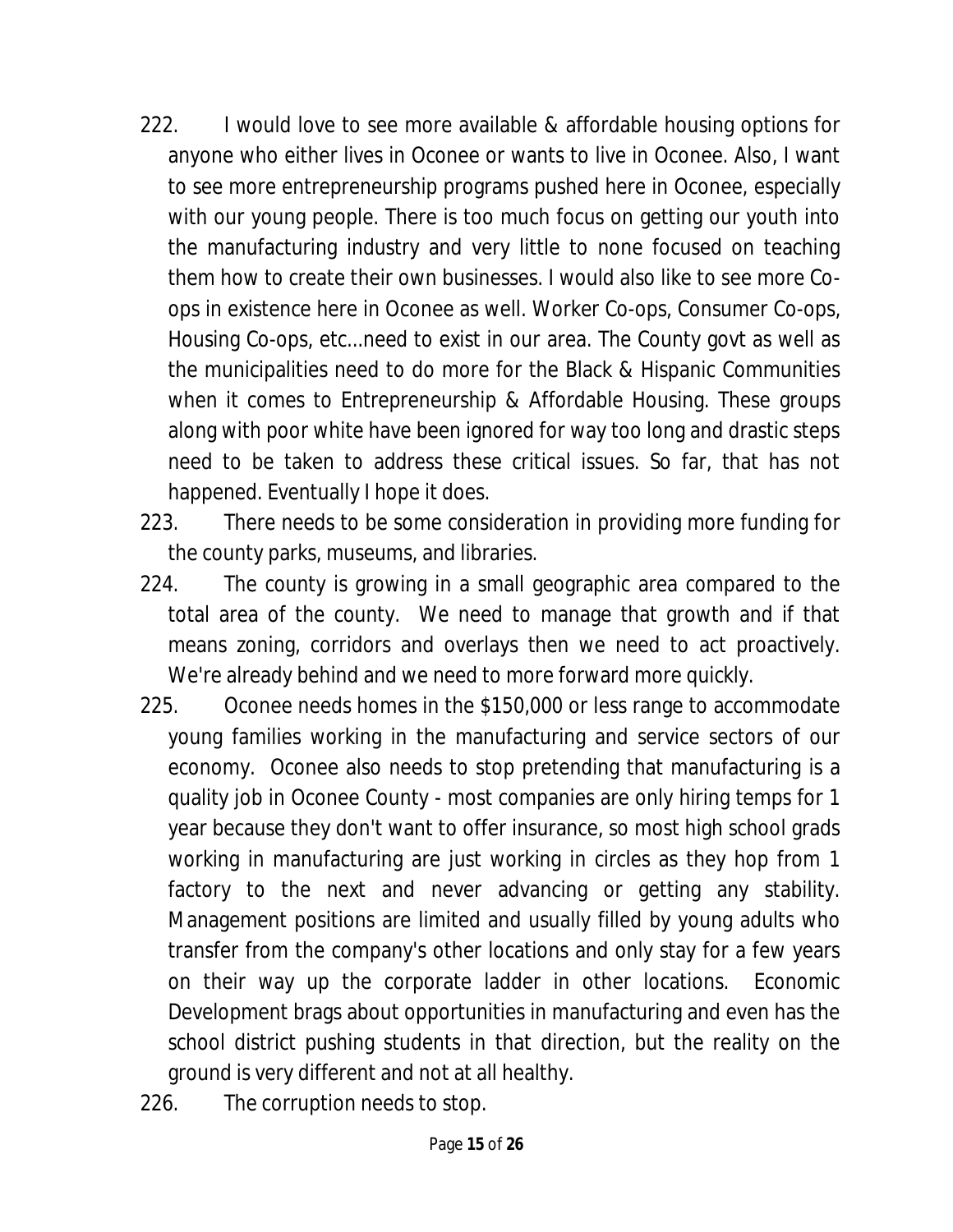222. I would love to see more available & affordable housing options for anyone who either lives in Oconee or wants to live in Oconee. Also, I want to see more entrepreneurship programs pushed here in Oconee, especially with our young people. There is too much focus on getting our youth into the manufacturing industry and very little to none focused on teaching them how to create their own businesses. I would also like to see more Co-ops in existence here in Oconee as well. Worker Co-ops, Consumer Co-ops, Housing Co-ops, etc...need to exist in our area. The County govt as well as the municipalities need to do more for the Black & Hispanic Communities when it comes to Entrepreneurship & Affordable Housing. These groups along with poor white have been ignored for way too long and drastic steps need to be taken to address these critical issues. So far, that has not happened. Eventually I hope it does.

223. There needs to be some consideration in providing more funding for the county parks, museums, and libraries.

224. The county is growing in a small geographic area compared to the total area of the county. We need to manage that growth and if that means zoning, corridors and overlays then we need to act proactively. We're already behind and we need to more forward more quickly.

225. Oconee needs homes in the $150,000 or less range to accommodate young families working in the manufacturing and service sectors of our economy. Oconee also needs to stop pretending that manufacturing is a quality job in Oconee County - most companies are only hiring temps for 1 year because they don't want to offer insurance, so most high school grads working in manufacturing are just working in circles as they hop from 1 factory to the next and never advancing or getting any stability. Management positions are limited and usually filled by young adults who transfer from the company's other locations and only stay for a few years on their way up the corporate ladder in other locations. Economic Development brags about opportunities in manufacturing and even has the school district pushing students in that direction, but the reality on the ground is very different and not at all healthy.

226. The corruption needs to stop.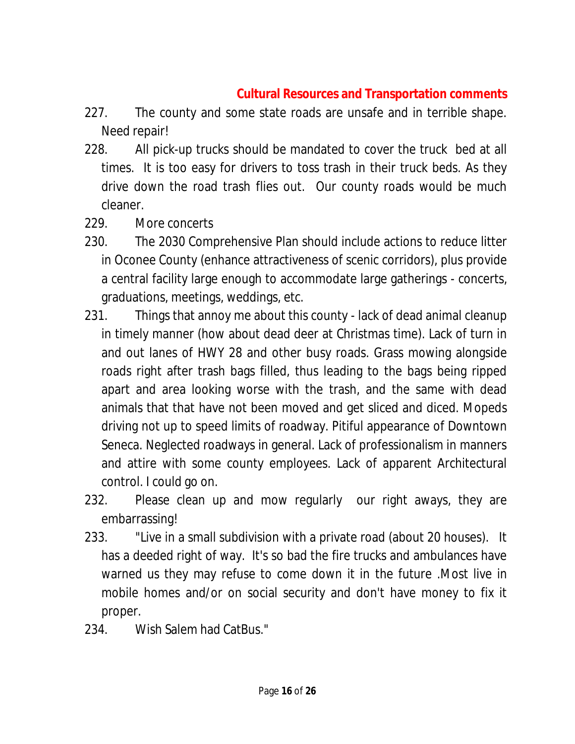## Cultural Resources and Transportation comments

227. The county and some state roads are unsafe and in terrible shape. Need repair!
228. All pick-up trucks should be mandated to cover the truck bed at all times. It is too easy for drivers to toss trash in their truck beds. As they drive down the road trash flies out. Our county roads would be much cleaner.
229. More concerts
230. The 2030 Comprehensive Plan should include actions to reduce litter in Oconee County (enhance attractiveness of scenic corridors), plus provide a central facility large enough to accommodate large gatherings - concerts, graduations, meetings, weddings, etc.
231. Things that annoy me about this county - lack of dead animal cleanup in timely manner (how about dead deer at Christmas time). Lack of turn in and out lanes of HWY 28 and other busy roads. Grass mowing alongside roads right after trash bags filled, thus leading to the bags being ripped apart and area looking worse with the trash, and the same with dead animals that that have not been moved and get sliced and diced. Mopeds driving not up to speed limits of roadway. Pitiful appearance of Downtown Seneca. Neglected roadways in general. Lack of professionalism in manners and attire with some county employees. Lack of apparent Architectural control. I could go on.
232. Please clean up and mow regularly our right aways, they are embarrassing!
233. "Live in a small subdivision with a private road (about 20 houses). It has a deeded right of way. It's so bad the fire trucks and ambulances have warned us they may refuse to come down it in the future .Most live in mobile homes and/or on social security and don't have money to fix it proper.
234. Wish Salem had CatBus."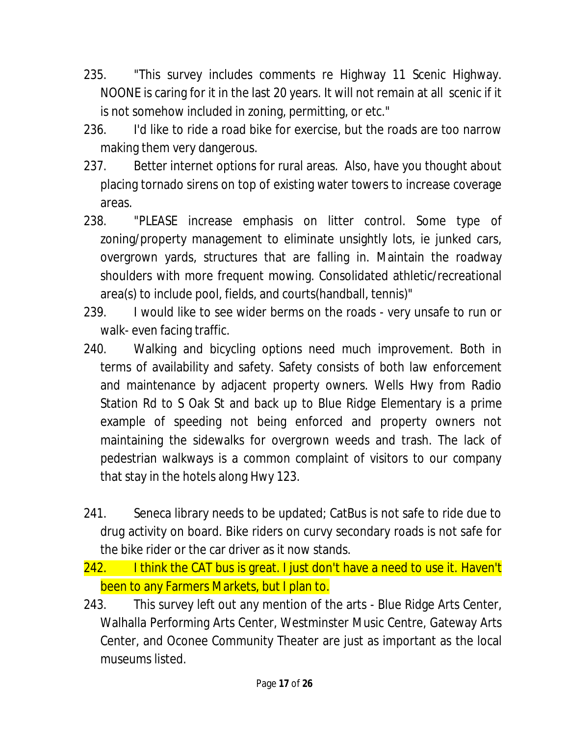235. "This survey includes comments re Highway 11 Scenic Highway. NOONE is caring for it in the last 20 years. It will not remain at all scenic if it is not somehow included in zoning, permitting, or etc."

236. I'd like to ride a road bike for exercise, but the roads are too narrow making them very dangerous.

237. Better internet options for rural areas. Also, have you thought about placing tornado sirens on top of existing water towers to increase coverage areas.

238. "PLEASE increase emphasis on litter control. Some type of zoning/property management to eliminate unsightly lots, ie junked cars, overgrown yards, structures that are falling in. Maintain the roadway shoulders with more frequent mowing. Consolidated athletic/recreational area(s) to include pool, fields, and courts(handball, tennis)"

239. I would like to see wider berms on the roads - very unsafe to run or walk- even facing traffic.

240. Walking and bicycling options need much improvement. Both in terms of availability and safety. Safety consists of both law enforcement and maintenance by adjacent property owners. Wells Hwy from Radio Station Rd to S Oak St and back up to Blue Ridge Elementary is a prime example of speeding not being enforced and property owners not maintaining the sidewalks for overgrown weeds and trash. The lack of pedestrian walkways is a common complaint of visitors to our company that stay in the hotels along Hwy 123.

241. Seneca library needs to be updated; CatBus is not safe to ride due to drug activity on board. Bike riders on curvy secondary roads is not safe for the bike rider or the car driver as it now stands.

242. I think the CAT bus is great. I just don't have a need to use it. Haven't been to any Farmers Markets, but I plan to.

243. This survey left out any mention of the arts - Blue Ridge Arts Center, Walhalla Performing Arts Center, Westminster Music Centre, Gateway Arts Center, and Oconee Community Theater are just as important as the local museums listed.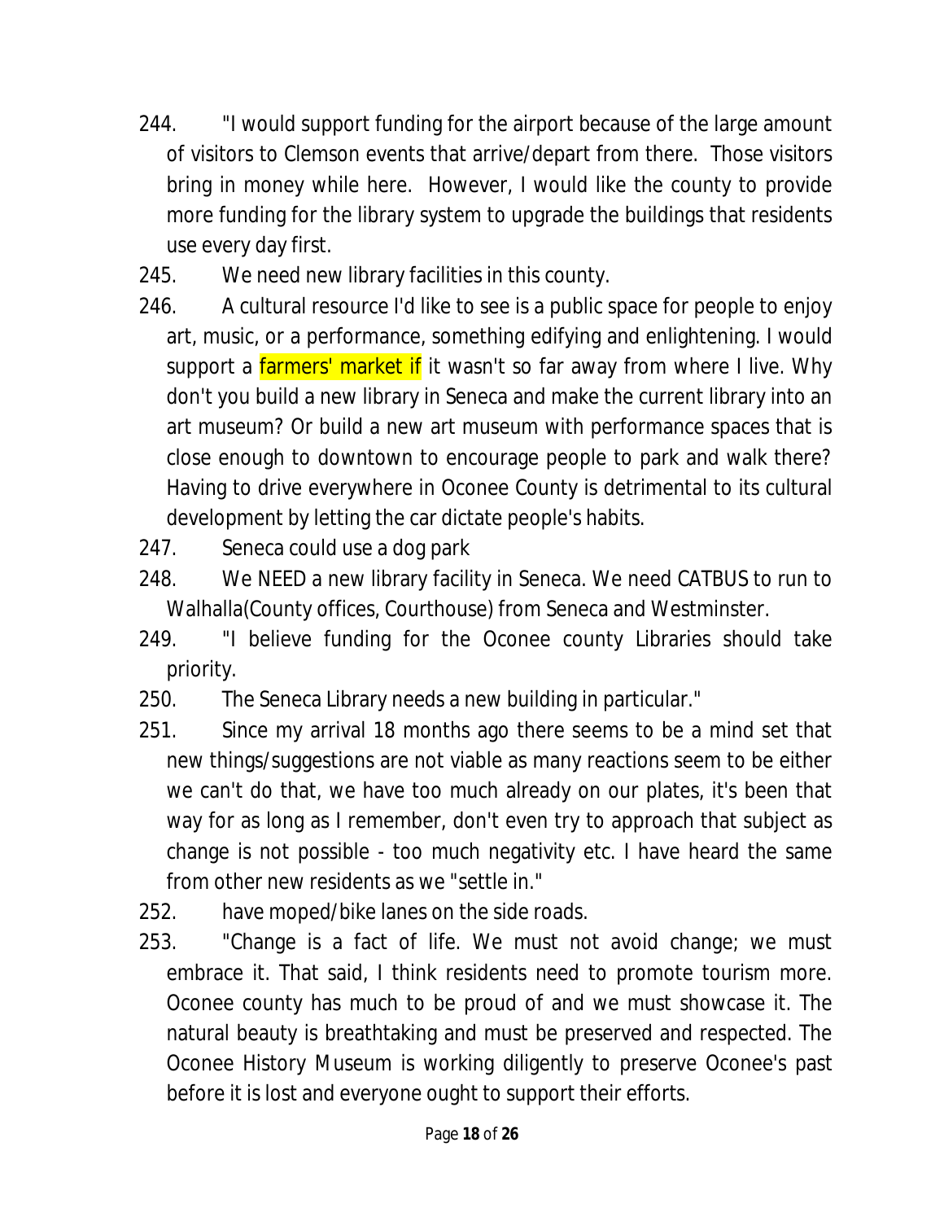244. "I would support funding for the airport because of the large amount of visitors to Clemson events that arrive/depart from there. Those visitors bring in money while here. However, I would like the county to provide more funding for the library system to upgrade the buildings that residents use every day first.

245. We need new library facilities in this county.

246. A cultural resource I'd like to see is a public space for people to enjoy art, music, or a performance, something edifying and enlightening. I would support a farmers' market if it wasn't so far away from where I live. Why don't you build a new library in Seneca and make the current library into an art museum? Or build a new art museum with performance spaces that is close enough to downtown to encourage people to park and walk there? Having to drive everywhere in Oconee County is detrimental to its cultural development by letting the car dictate people's habits.

247. Seneca could use a dog park

248. We NEED a new library facility in Seneca. We need CATBUS to run to Walhalla(County offices, Courthouse) from Seneca and Westminster.

249. "I believe funding for the Oconee county Libraries should take priority.

250. The Seneca Library needs a new building in particular."

251. Since my arrival 18 months ago there seems to be a mind set that new things/suggestions are not viable as many reactions seem to be either we can't do that, we have too much already on our plates, it's been that way for as long as I remember, don't even try to approach that subject as change is not possible - too much negativity etc. I have heard the same from other new residents as we "settle in."

252. have moped/bike lanes on the side roads.

253. "Change is a fact of life. We must not avoid change; we must embrace it. That said, I think residents need to promote tourism more. Oconee county has much to be proud of and we must showcase it. The natural beauty is breathtaking and must be preserved and respected. The Oconee History Museum is working diligently to preserve Oconee's past before it is lost and everyone ought to support their efforts.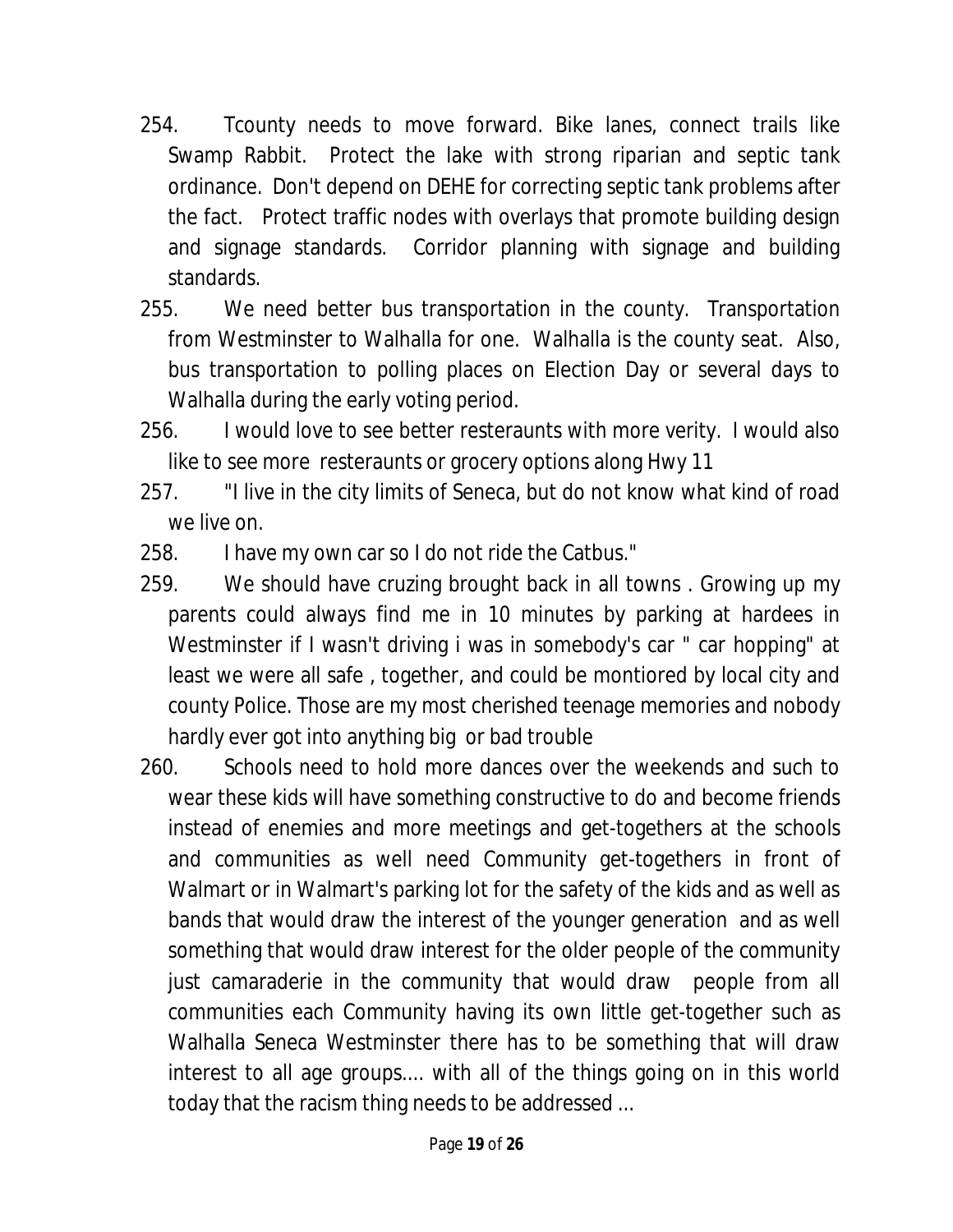254. Tcounty needs to move forward. Bike lanes, connect trails like Swamp Rabbit. Protect the lake with strong riparian and septic tank ordinance. Don't depend on DEHE for correcting septic tank problems after the fact. Protect traffic nodes with overlays that promote building design and signage standards. Corridor planning with signage and building standards.

255. We need better bus transportation in the county. Transportation from Westminster to Walhalla for one. Walhalla is the county seat. Also, bus transportation to polling places on Election Day or several days to Walhalla during the early voting period.

256. I would love to see better resteraunts with more verity. I would also like to see more resteraunts or grocery options along Hwy 11

257. "I live in the city limits of Seneca, but do not know what kind of road we live on.

258. I have my own car so I do not ride the Catbus."

259. We should have cruzing brought back in all towns . Growing up my parents could always find me in 10 minutes by parking at hardees in Westminster if I wasn't driving i was in somebody's car " car hopping" at least we were all safe , together, and could be montiored by local city and county Police. Those are my most cherished teenage memories and nobody hardly ever got into anything big or bad trouble

260. Schools need to hold more dances over the weekends and such to wear these kids will have something constructive to do and become friends instead of enemies and more meetings and get-togethers at the schools and communities as well need Community get-togethers in front of Walmart or in Walmart's parking lot for the safety of the kids and as well as bands that would draw the interest of the younger generation and as well something that would draw interest for the older people of the community just camaraderie in the community that would draw people from all communities each Community having its own little get-together such as Walhalla Seneca Westminster there has to be something that will draw interest to all age groups.... with all of the things going on in this world today that the racism thing needs to be addressed ...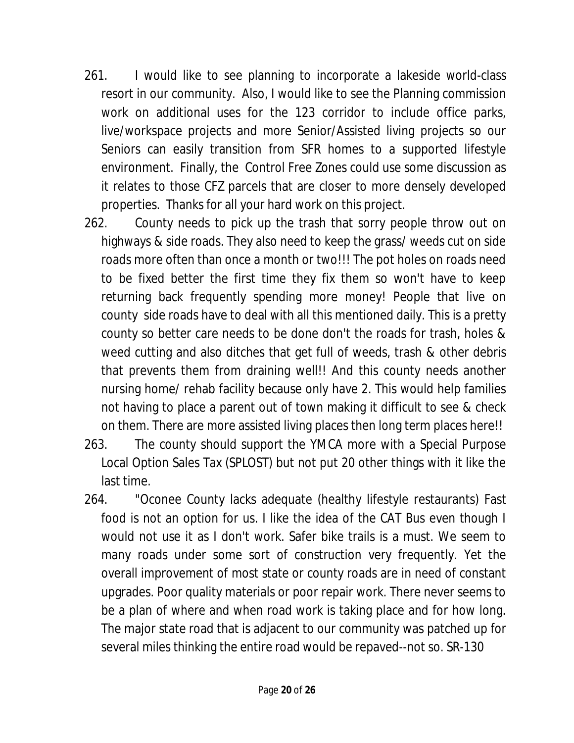261. I would like to see planning to incorporate a lakeside world-class resort in our community. Also, I would like to see the Planning commission work on additional uses for the 123 corridor to include office parks, live/workspace projects and more Senior/Assisted living projects so our Seniors can easily transition from SFR homes to a supported lifestyle environment. Finally, the Control Free Zones could use some discussion as it relates to those CFZ parcels that are closer to more densely developed properties. Thanks for all your hard work on this project.
262. County needs to pick up the trash that sorry people throw out on highways & side roads. They also need to keep the grass/ weeds cut on side roads more often than once a month or two!!! The pot holes on roads need to be fixed better the first time they fix them so won't have to keep returning back frequently spending more money! People that live on county side roads have to deal with all this mentioned daily. This is a pretty county so better care needs to be done don't the roads for trash, holes & weed cutting and also ditches that get full of weeds, trash & other debris that prevents them from draining well!! And this county needs another nursing home/ rehab facility because only have 2. This would help families not having to place a parent out of town making it difficult to see & check on them. There are more assisted living places then long term places here!!
263. The county should support the YMCA more with a Special Purpose Local Option Sales Tax (SPLOST) but not put 20 other things with it like the last time.
264. "Oconee County lacks adequate (healthy lifestyle restaurants) Fast food is not an option for us. I like the idea of the CAT Bus even though I would not use it as I don't work. Safer bike trails is a must. We seem to many roads under some sort of construction very frequently. Yet the overall improvement of most state or county roads are in need of constant upgrades. Poor quality materials or poor repair work. There never seems to be a plan of where and when road work is taking place and for how long. The major state road that is adjacent to our community was patched up for several miles thinking the entire road would be repaved--not so. SR-130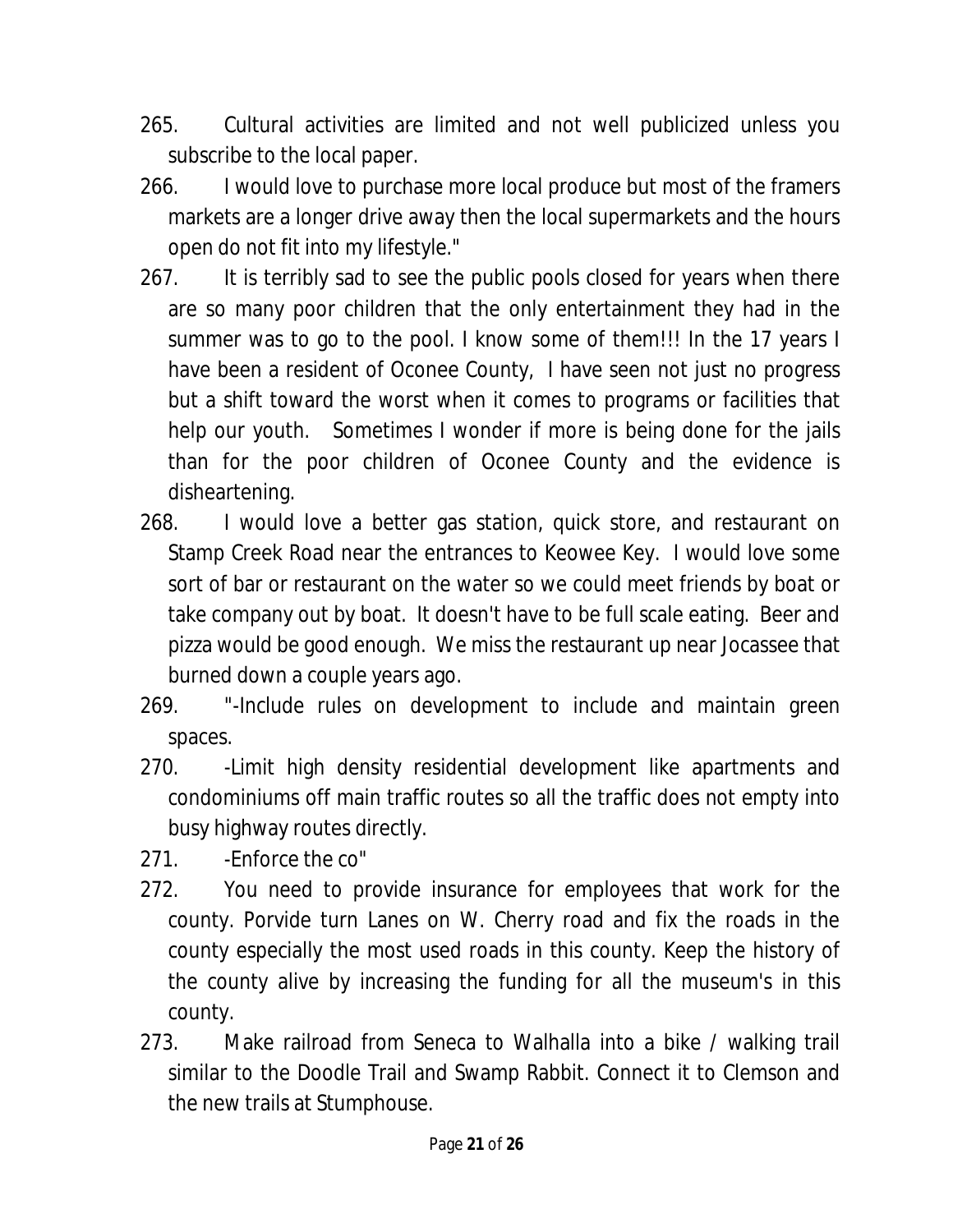265. Cultural activities are limited and not well publicized unless you subscribe to the local paper.

266. I would love to purchase more local produce but most of the framers markets are a longer drive away then the local supermarkets and the hours open do not fit into my lifestyle."

267. It is terribly sad to see the public pools closed for years when there are so many poor children that the only entertainment they had in the summer was to go to the pool. I know some of them!!! In the 17 years I have been a resident of Oconee County, I have seen not just no progress but a shift toward the worst when it comes to programs or facilities that help our youth. Sometimes I wonder if more is being done for the jails than for the poor children of Oconee County and the evidence is disheartening.

268. I would love a better gas station, quick store, and restaurant on Stamp Creek Road near the entrances to Keowee Key. I would love some sort of bar or restaurant on the water so we could meet friends by boat or take company out by boat. It doesn't have to be full scale eating. Beer and pizza would be good enough. We miss the restaurant up near Jocassee that burned down a couple years ago.

269. "-Include rules on development to include and maintain green spaces.

270. -Limit high density residential development like apartments and condominiums off main traffic routes so all the traffic does not empty into busy highway routes directly.

271. -Enforce the co"

272. You need to provide insurance for employees that work for the county. Porvide turn Lanes on W. Cherry road and fix the roads in the county especially the most used roads in this county. Keep the history of the county alive by increasing the funding for all the museum's in this county.

273. Make railroad from Seneca to Walhalla into a bike / walking trail similar to the Doodle Trail and Swamp Rabbit. Connect it to Clemson and the new trails at Stumphouse.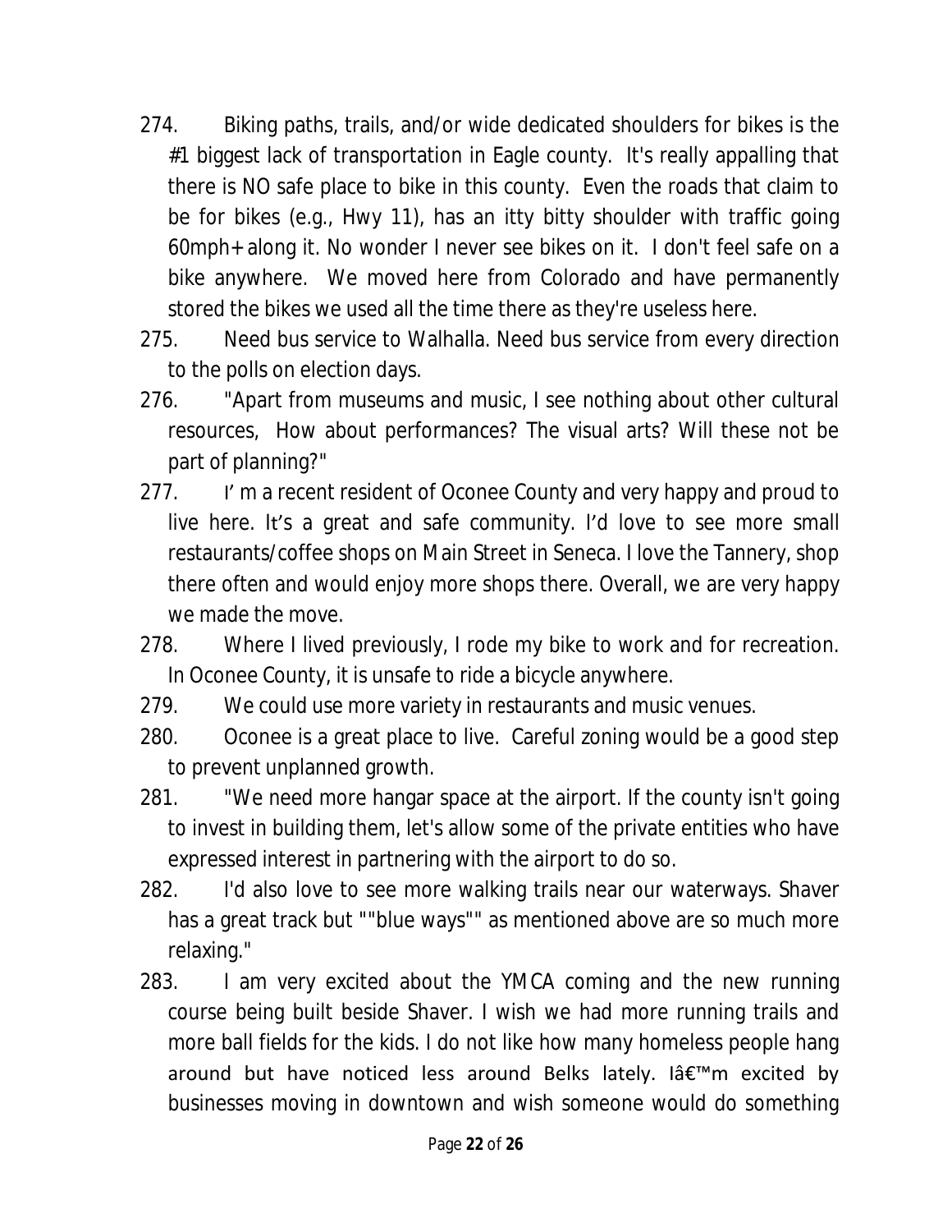274. Biking paths, trails, and/or wide dedicated shoulders for bikes is the #1 biggest lack of transportation in Eagle county. It's really appalling that there is NO safe place to bike in this county. Even the roads that claim to be for bikes (e.g., Hwy 11), has an itty bitty shoulder with traffic going 60mph+ along it. No wonder I never see bikes on it. I don't feel safe on a bike anywhere. We moved here from Colorado and have permanently stored the bikes we used all the time there as they're useless here.
275. Need bus service to Walhalla. Need bus service from every direction to the polls on election days.
276. "Apart from museums and music, I see nothing about other cultural resources, How about performances? The visual arts? Will these not be part of planning?"
277. I' m a recent resident of Oconee County and very happy and proud to live here. It's a great and safe community. I'd love to see more small restaurants/coffee shops on Main Street in Seneca. I love the Tannery, shop there often and would enjoy more shops there. Overall, we are very happy we made the move.
278. Where I lived previously, I rode my bike to work and for recreation. In Oconee County, it is unsafe to ride a bicycle anywhere.
279. We could use more variety in restaurants and music venues.
280. Oconee is a great place to live. Careful zoning would be a good step to prevent unplanned growth.
281. "We need more hangar space at the airport. If the county isn't going to invest in building them, let's allow some of the private entities who have expressed interest in partnering with the airport to do so.
282. I'd also love to see more walking trails near our waterways. Shaver has a great track but ""blue ways"" as mentioned above are so much more relaxing."
283. I am very excited about the YMCA coming and the new running course being built beside Shaver. I wish we had more running trails and more ball fields for the kids. I do not like how many homeless people hang around but have noticed less around Belks lately. Iâ€™m excited by businesses moving in downtown and wish someone would do something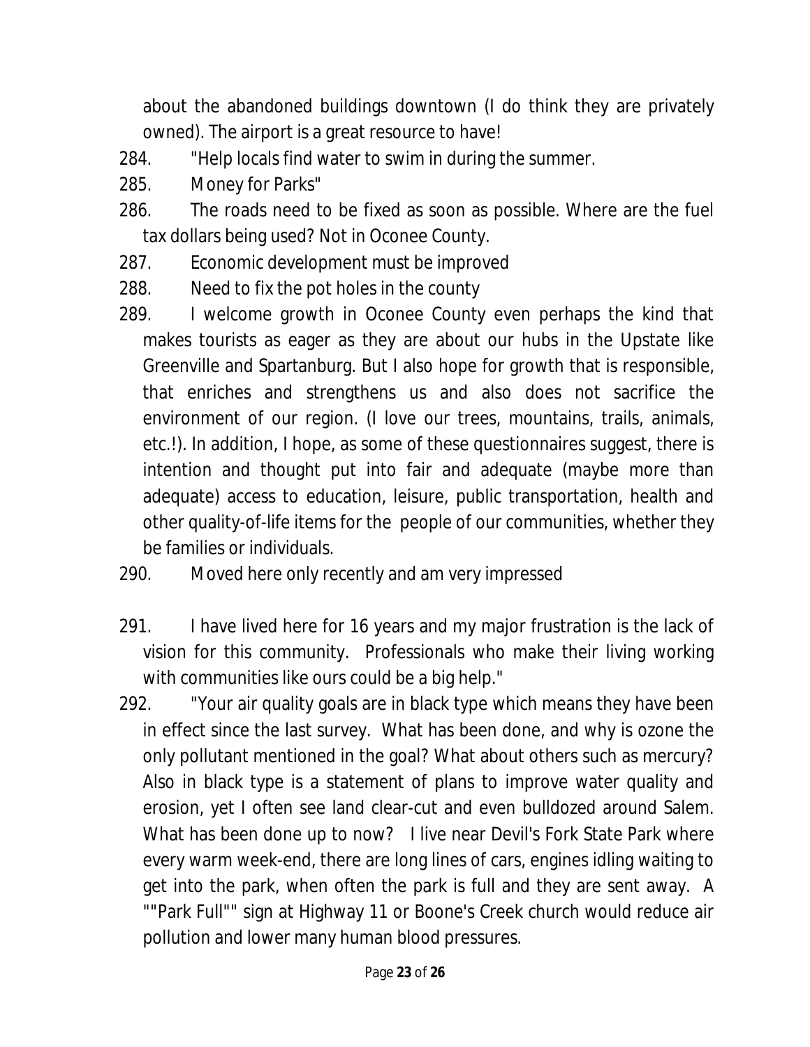about the abandoned buildings downtown (I do think they are privately owned). The airport is a great resource to have!

284. "Help locals find water to swim in during the summer.

285. Money for Parks"

286. The roads need to be fixed as soon as possible. Where are the fuel tax dollars being used? Not in Oconee County.

287. Economic development must be improved

288. Need to fix the pot holes in the county

289. I welcome growth in Oconee County even perhaps the kind that makes tourists as eager as they are about our hubs in the Upstate like Greenville and Spartanburg. But I also hope for growth that is responsible, that enriches and strengthens us and also does not sacrifice the environment of our region. (I love our trees, mountains, trails, animals, etc.!). In addition, I hope, as some of these questionnaires suggest, there is intention and thought put into fair and adequate (maybe more than adequate) access to education, leisure, public transportation, health and other quality-of-life items for the people of our communities, whether they be families or individuals.

290. Moved here only recently and am very impressed

291. I have lived here for 16 years and my major frustration is the lack of vision for this community. Professionals who make their living working with communities like ours could be a big help."

292. "Your air quality goals are in black type which means they have been in effect since the last survey. What has been done, and why is ozone the only pollutant mentioned in the goal? What about others such as mercury? Also in black type is a statement of plans to improve water quality and erosion, yet I often see land clear-cut and even bulldozed around Salem. What has been done up to now? I live near Devil's Fork State Park where every warm week-end, there are long lines of cars, engines idling waiting to get into the park, when often the park is full and they are sent away. A ""Park Full"" sign at Highway 11 or Boone's Creek church would reduce air pollution and lower many human blood pressures.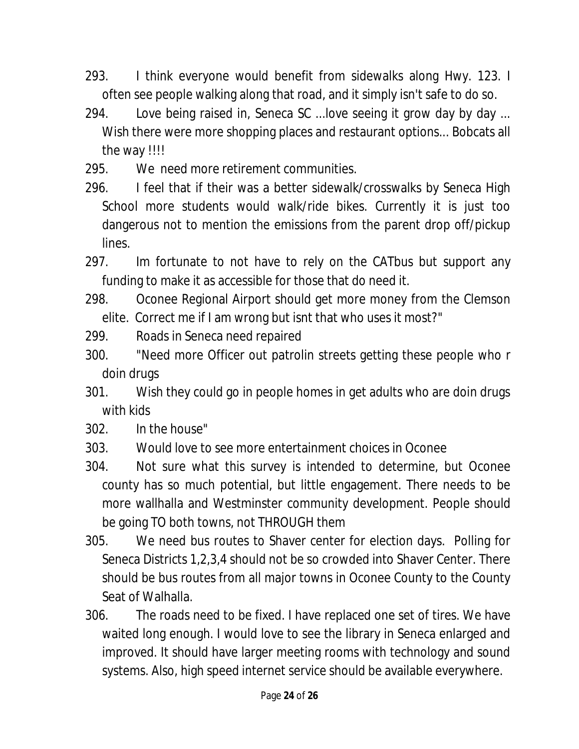293. I think everyone would benefit from sidewalks along Hwy. 123. I often see people walking along that road, and it simply isn't safe to do so.
294. Love being raised in, Seneca SC ...love seeing it grow day by day ... Wish there were more shopping places and restaurant options... Bobcats all the way !!!!
295. We need more retirement communities.
296. I feel that if their was a better sidewalk/crosswalks by Seneca High School more students would walk/ride bikes. Currently it is just too dangerous not to mention the emissions from the parent drop off/pickup lines.
297. Im fortunate to not have to rely on the CATbus but support any funding to make it as accessible for those that do need it.
298. Oconee Regional Airport should get more money from the Clemson elite. Correct me if I am wrong but isnt that who uses it most?"
299. Roads in Seneca need repaired
300. "Need more Officer out patrolin streets getting these people who r doin drugs
301. Wish they could go in people homes in get adults who are doin drugs with kids
302. In the house"
303. Would love to see more entertainment choices in Oconee
304. Not sure what this survey is intended to determine, but Oconee county has so much potential, but little engagement. There needs to be more wallhalla and Westminster community development. People should be going TO both towns, not THROUGH them
305. We need bus routes to Shaver center for election days. Polling for Seneca Districts 1,2,3,4 should not be so crowded into Shaver Center. There should be bus routes from all major towns in Oconee County to the County Seat of Walhalla.
306. The roads need to be fixed. I have replaced one set of tires. We have waited long enough. I would love to see the library in Seneca enlarged and improved. It should have larger meeting rooms with technology and sound systems. Also, high speed internet service should be available everywhere.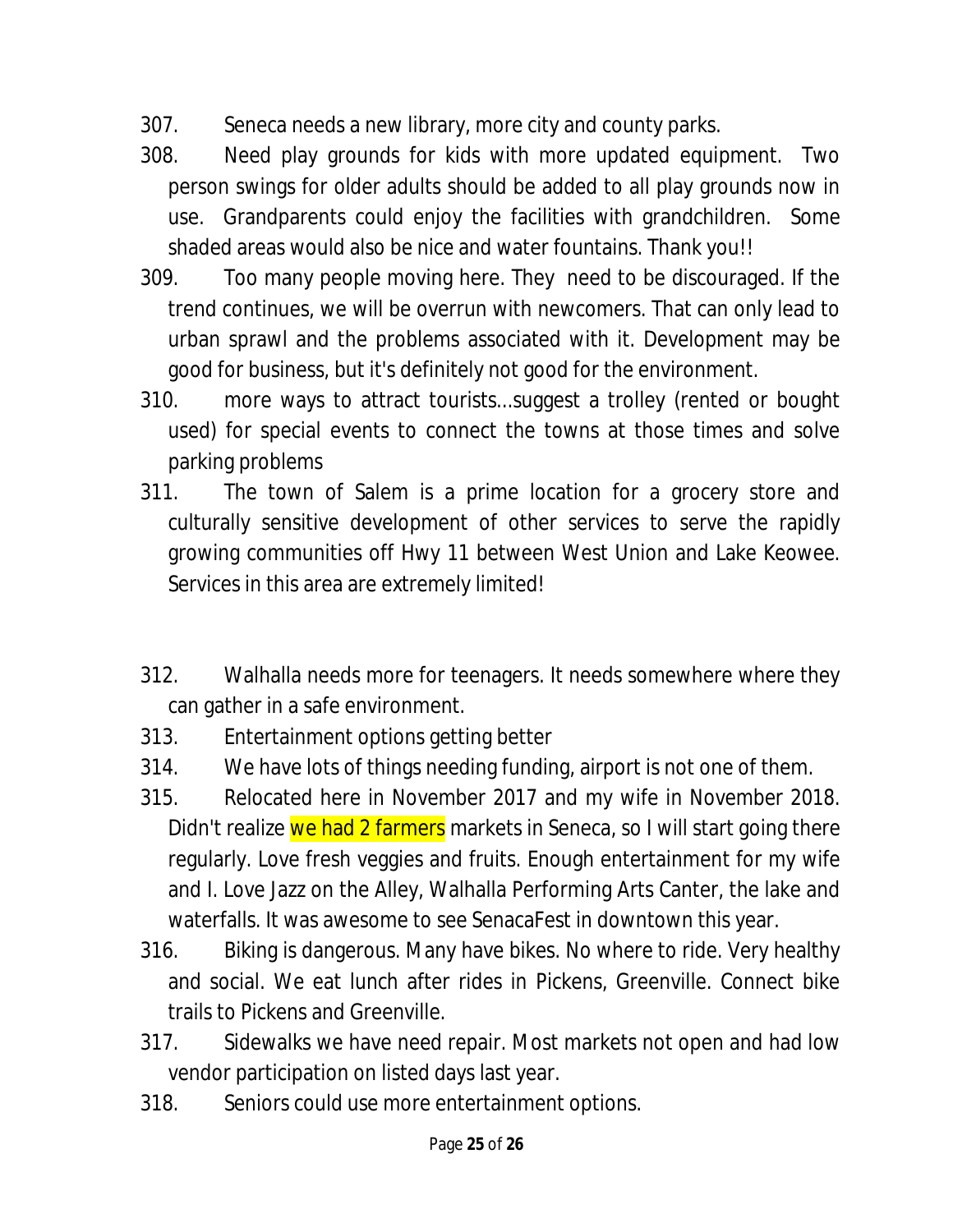307. Seneca needs a new library, more city and county parks.
308. Need play grounds for kids with more updated equipment. Two person swings for older adults should be added to all play grounds now in use. Grandparents could enjoy the facilities with grandchildren. Some shaded areas would also be nice and water fountains. Thank you!!
309. Too many people moving here. They need to be discouraged. If the trend continues, we will be overrun with newcomers. That can only lead to urban sprawl and the problems associated with it. Development may be good for business, but it's definitely not good for the environment.
310. more ways to attract tourists...suggest a trolley (rented or bought used) for special events to connect the towns at those times and solve parking problems
311. The town of Salem is a prime location for a grocery store and culturally sensitive development of other services to serve the rapidly growing communities off Hwy 11 between West Union and Lake Keowee. Services in this area are extremely limited!

312. Walhalla needs more for teenagers. It needs somewhere where they can gather in a safe environment.
313. Entertainment options getting better
314. We have lots of things needing funding, airport is not one of them.
315. Relocated here in November 2017 and my wife in November 2018. Didn't realize we had 2 farmers markets in Seneca, so I will start going there regularly. Love fresh veggies and fruits. Enough entertainment for my wife and I. Love Jazz on the Alley, Walhalla Performing Arts Canter, the lake and waterfalls. It was awesome to see SenacaFest in downtown this year.
316. Biking is dangerous. Many have bikes. No where to ride. Very healthy and social. We eat lunch after rides in Pickens, Greenville. Connect bike trails to Pickens and Greenville.
317. Sidewalks we have need repair. Most markets not open and had low vendor participation on listed days last year.
318. Seniors could use more entertainment options.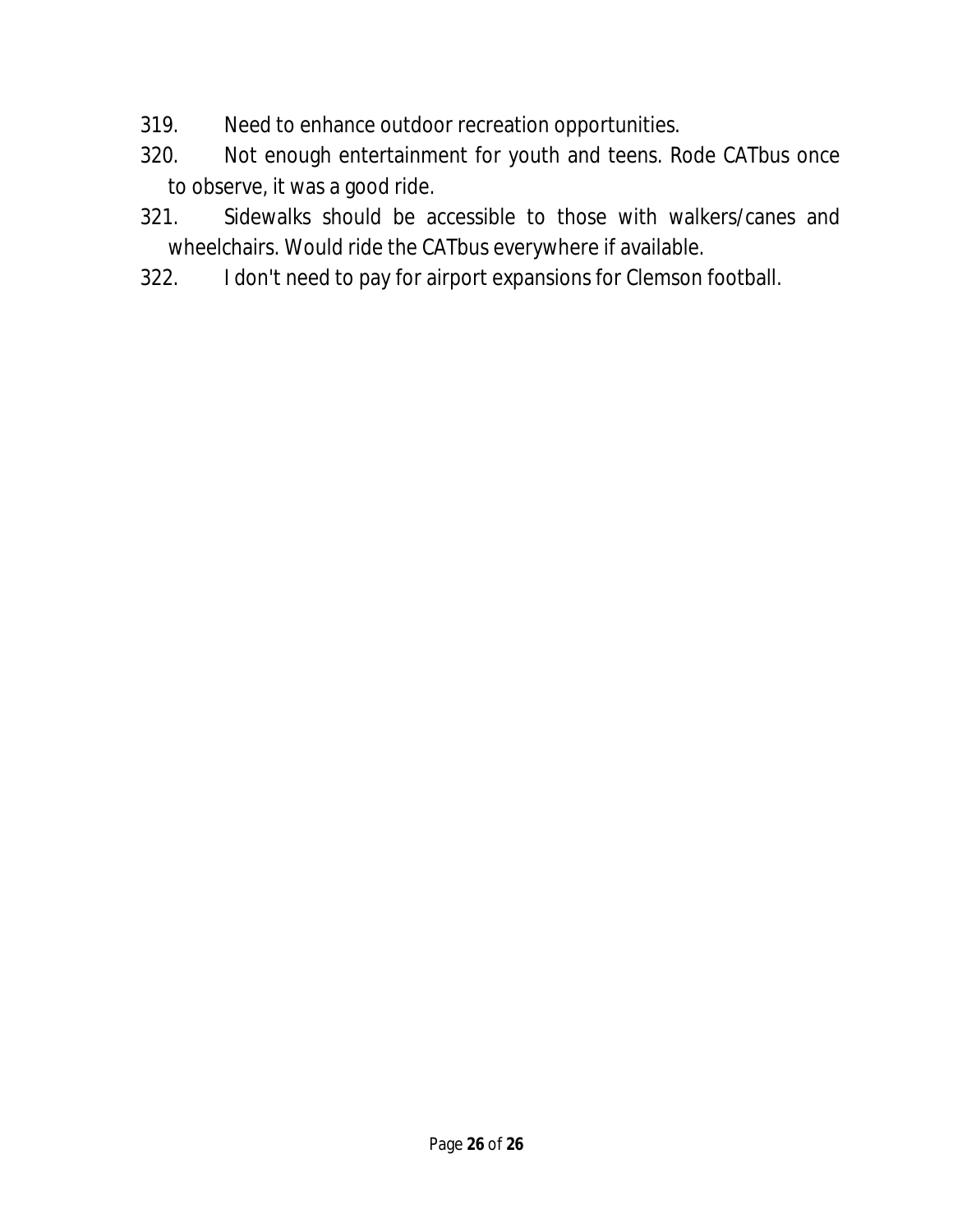319. Need to enhance outdoor recreation opportunities.

320. Not enough entertainment for youth and teens. Rode CATbus once to observe, it was a good ride.

321. Sidewalks should be accessible to those with walkers/canes and wheelchairs. Would ride the CATbus everywhere if available.

322. I don't need to pay for airport expansions for Clemson football.